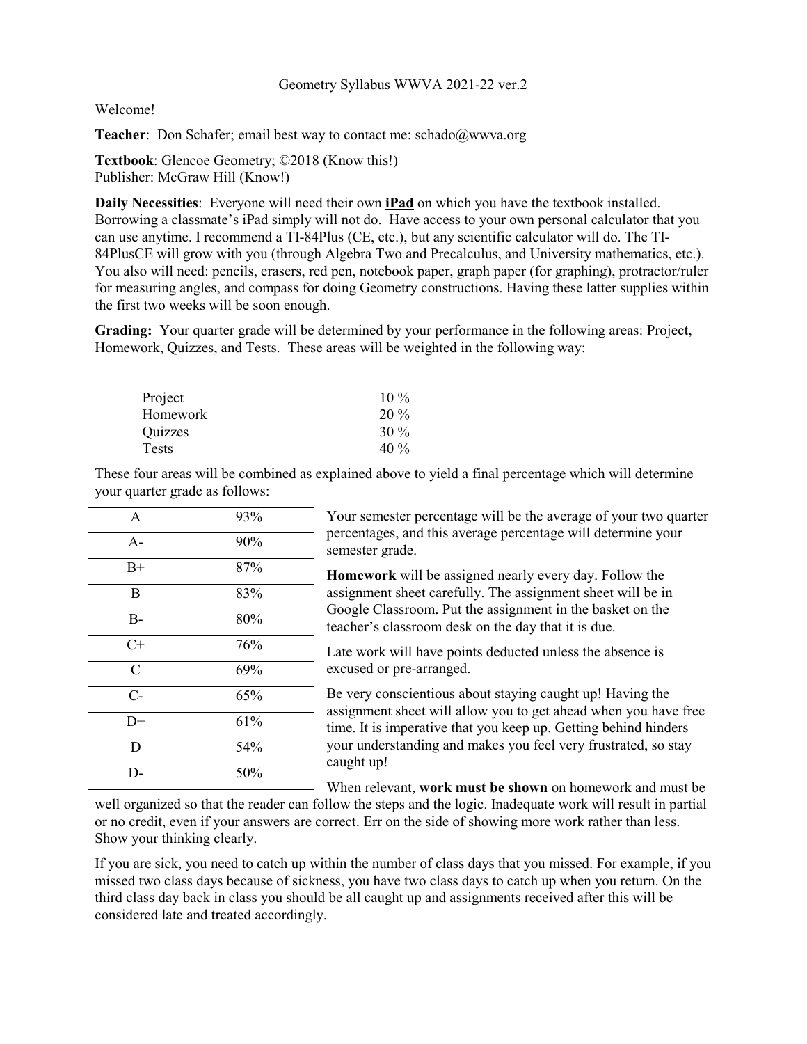# Geometry Syllabus WWVA 2021-22 ver.2

Welcome!

**Teacher**: Don Schafer; email best way to contact me: schado@wwva.org

**Textbook**: Glencoe Geometry; ©2018 (Know this!)
Publisher: McGraw Hill (Know!)

**Daily Necessities**: Everyone will need their own **iPad** on which you have the textbook installed. Borrowing a classmate's iPad simply will not do. Have access to your own personal calculator that you can use anytime. I recommend a TI-84Plus (CE, etc.), but any scientific calculator will do. The TI-84PlusCE will grow with you (through Algebra Two and Precalculus, and University mathematics, etc.). You also will need: pencils, erasers, red pen, notebook paper, graph paper (for graphing), protractor/ruler for measuring angles, and compass for doing Geometry constructions. Having these latter supplies within the first two weeks will be soon enough.

**Grading:** Your quarter grade will be determined by your performance in the following areas: Project, Homework, Quizzes, and Tests. These areas will be weighted in the following way:

| Area | Weight |
|---|---|
| Project | 10 % |
| Homework | 20 % |
| Quizzes | 30 % |
| Tests | 40 % |

These four areas will be combined as explained above to yield a final percentage which will determine your quarter grade as follows:

| Grade | Percentage |
|---|---|
| A | 93% |
| A- | 90% |
| B+ | 87% |
| B | 83% |
| B- | 80% |
| C+ | 76% |
| C | 69% |
| C- | 65% |
| D+ | 61% |
| D | 54% |
| D- | 50% |

Your semester percentage will be the average of your two quarter percentages, and this average percentage will determine your semester grade.

**Homework** will be assigned nearly every day. Follow the assignment sheet carefully. The assignment sheet will be in Google Classroom. Put the assignment in the basket on the teacher's classroom desk on the day that it is due.

Late work will have points deducted unless the absence is excused or pre-arranged.

Be very conscientious about staying caught up! Having the assignment sheet will allow you to get ahead when you have free time. It is imperative that you keep up. Getting behind hinders your understanding and makes you feel very frustrated, so stay caught up!

When relevant, **work must be shown** on homework and must be well organized so that the reader can follow the steps and the logic. Inadequate work will result in partial or no credit, even if your answers are correct. Err on the side of showing more work rather than less. Show your thinking clearly.

If you are sick, you need to catch up within the number of class days that you missed. For example, if you missed two class days because of sickness, you have two class days to catch up when you return. On the third class day back in class you should be all caught up and assignments received after this will be considered late and treated accordingly.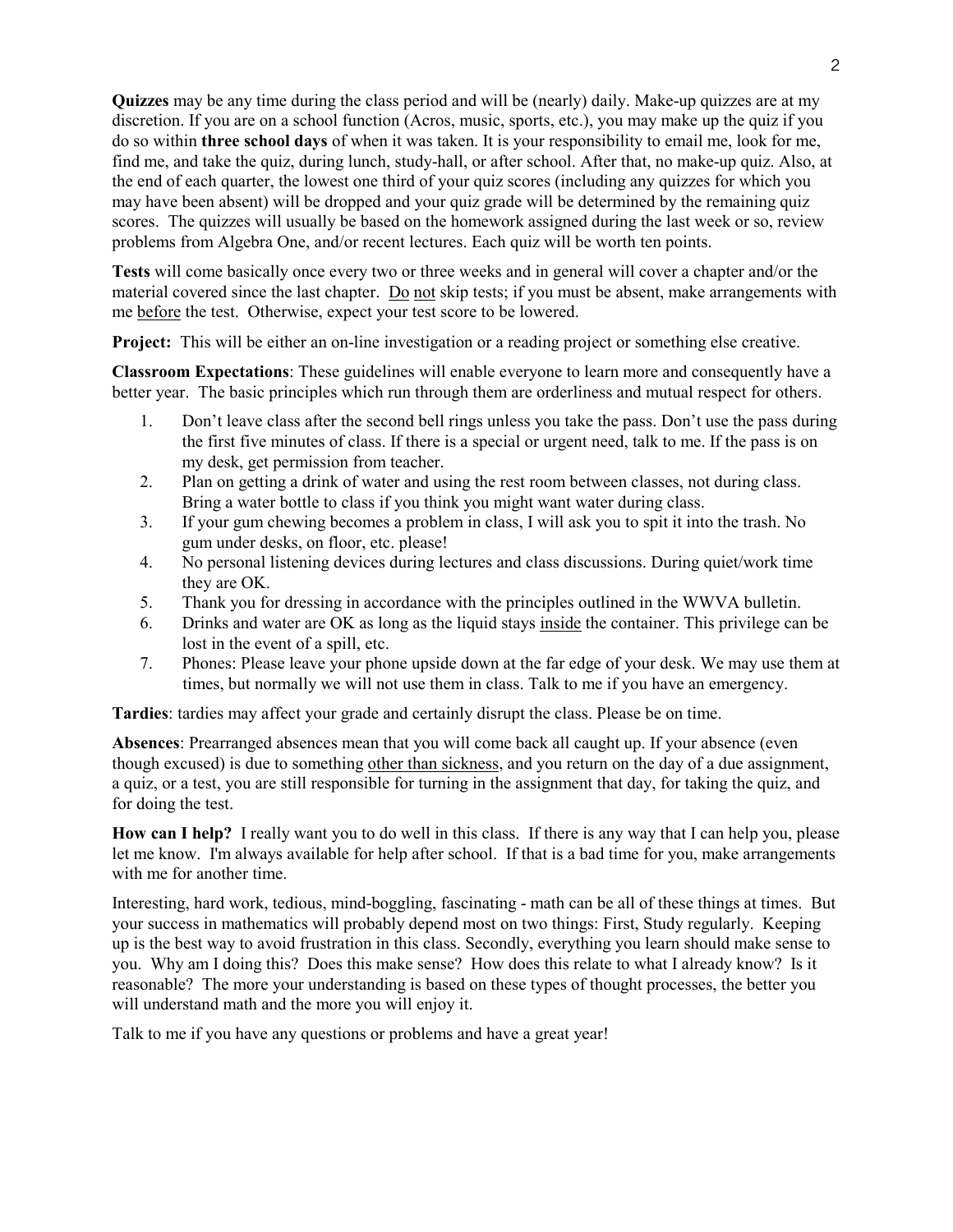**Quizzes** may be any time during the class period and will be (nearly) daily. Make-up quizzes are at my discretion. If you are on a school function (Acros, music, sports, etc.), you may make up the quiz if you do so within **three school days** of when it was taken. It is your responsibility to email me, look for me, find me, and take the quiz, during lunch, study-hall, or after school. After that, no make-up quiz. Also, at the end of each quarter, the lowest one third of your quiz scores (including any quizzes for which you may have been absent) will be dropped and your quiz grade will be determined by the remaining quiz scores. The quizzes will usually be based on the homework assigned during the last week or so, review problems from Algebra One, and/or recent lectures. Each quiz will be worth ten points.

**Tests** will come basically once every two or three weeks and in general will cover a chapter and/or the material covered since the last chapter. Do not skip tests; if you must be absent, make arrangements with me before the test. Otherwise, expect your test score to be lowered.

**Project:** This will be either an on-line investigation or a reading project or something else creative.

**Classroom Expectations**: These guidelines will enable everyone to learn more and consequently have a better year. The basic principles which run through them are orderliness and mutual respect for others.

1. Don't leave class after the second bell rings unless you take the pass. Don't use the pass during the first five minutes of class. If there is a special or urgent need, talk to me. If the pass is on my desk, get permission from teacher.
2. Plan on getting a drink of water and using the rest room between classes, not during class. Bring a water bottle to class if you think you might want water during class.
3. If your gum chewing becomes a problem in class, I will ask you to spit it into the trash. No gum under desks, on floor, etc. please!
4. No personal listening devices during lectures and class discussions. During quiet/work time they are OK.
5. Thank you for dressing in accordance with the principles outlined in the WWVA bulletin.
6. Drinks and water are OK as long as the liquid stays inside the container. This privilege can be lost in the event of a spill, etc.
7. Phones: Please leave your phone upside down at the far edge of your desk. We may use them at times, but normally we will not use them in class. Talk to me if you have an emergency.

**Tardies**: tardies may affect your grade and certainly disrupt the class. Please be on time.

**Absences**: Prearranged absences mean that you will come back all caught up. If your absence (even though excused) is due to something other than sickness, and you return on the day of a due assignment, a quiz, or a test, you are still responsible for turning in the assignment that day, for taking the quiz, and for doing the test.

**How can I help?** I really want you to do well in this class. If there is any way that I can help you, please let me know. I'm always available for help after school. If that is a bad time for you, make arrangements with me for another time.

Interesting, hard work, tedious, mind-boggling, fascinating - math can be all of these things at times. But your success in mathematics will probably depend most on two things: First, Study regularly. Keeping up is the best way to avoid frustration in this class. Secondly, everything you learn should make sense to you. Why am I doing this? Does this make sense? How does this relate to what I already know? Is it reasonable? The more your understanding is based on these types of thought processes, the better you will understand math and the more you will enjoy it.

Talk to me if you have any questions or problems and have a great year!